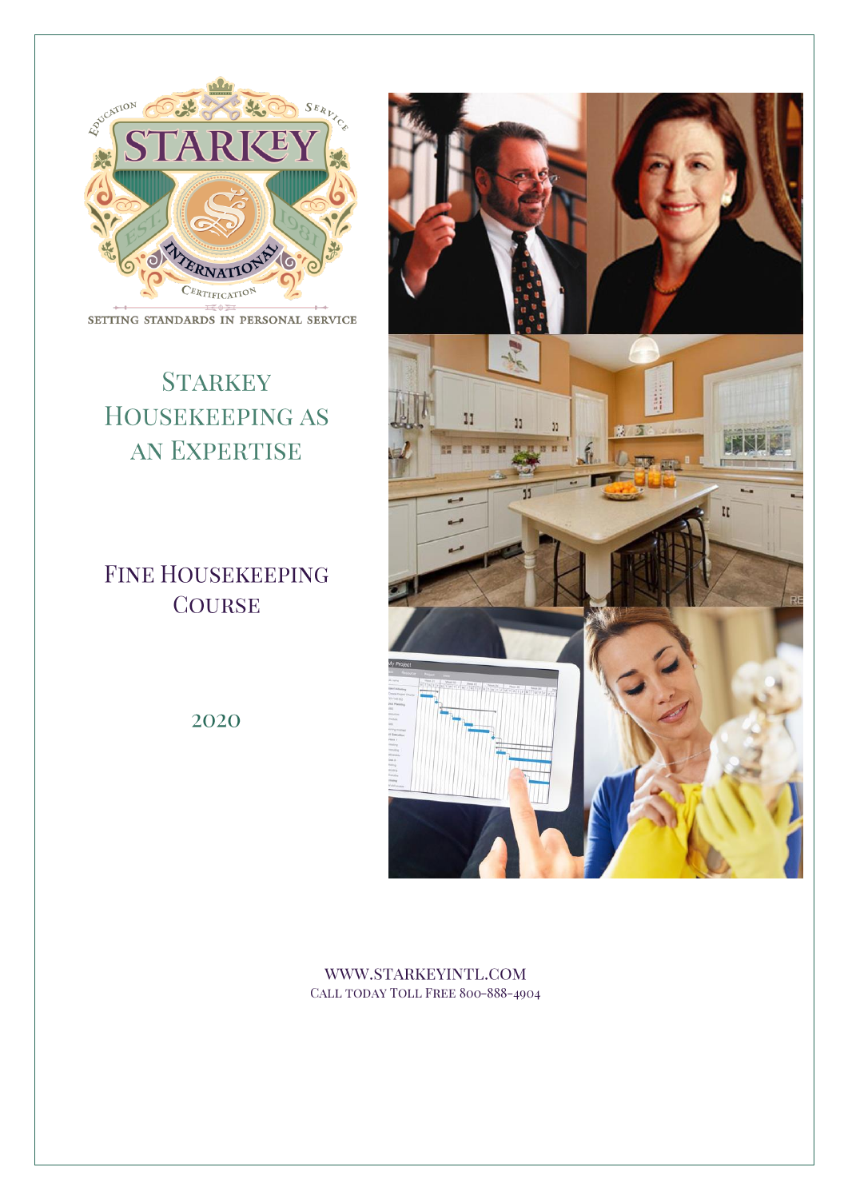SETTING STANDARDS IN PERSONAL SERVICE

# Starkey Housekeeping as an Expertise

## Fine Housekeeping Course

2020

WWW.STARKEYINTL.COM
Call today Toll Free 800-888-4904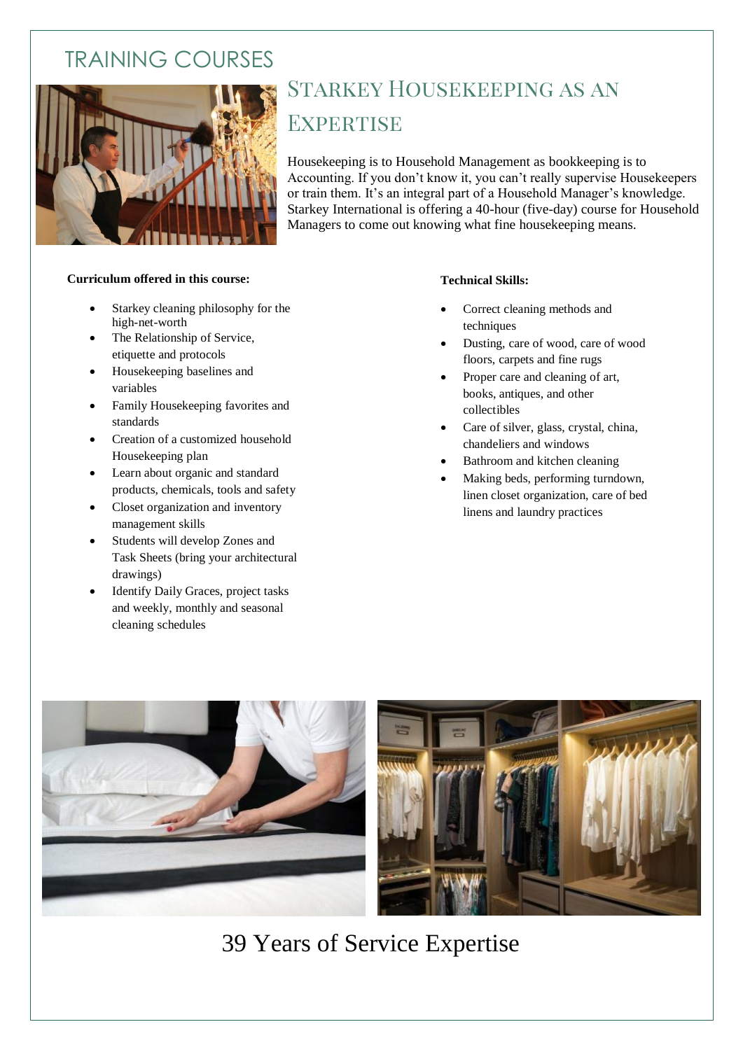# TRAINING COURSES

## Starkey Housekeeping as an Expertise

Housekeeping is to Household Management as bookkeeping is to Accounting. If you don't know it, you can't really supervise Housekeepers or train them. It's an integral part of a Household Manager's knowledge. Starkey International is offering a 40-hour (five-day) course for Household Managers to come out knowing what fine housekeeping means.

**Curriculum offered in this course:**

- Starkey cleaning philosophy for the high-net-worth
- The Relationship of Service, etiquette and protocols
- Housekeeping baselines and variables
- Family Housekeeping favorites and standards
- Creation of a customized household Housekeeping plan
- Learn about organic and standard products, chemicals, tools and safety
- Closet organization and inventory management skills
- Students will develop Zones and Task Sheets (bring your architectural drawings)
- Identify Daily Graces, project tasks and weekly, monthly and seasonal cleaning schedules

**Technical Skills:**

- Correct cleaning methods and techniques
- Dusting, care of wood, care of wood floors, carpets and fine rugs
- Proper care and cleaning of art, books, antiques, and other collectibles
- Care of silver, glass, crystal, china, chandeliers and windows
- Bathroom and kitchen cleaning
- Making beds, performing turndown, linen closet organization, care of bed linens and laundry practices

39 Years of Service Expertise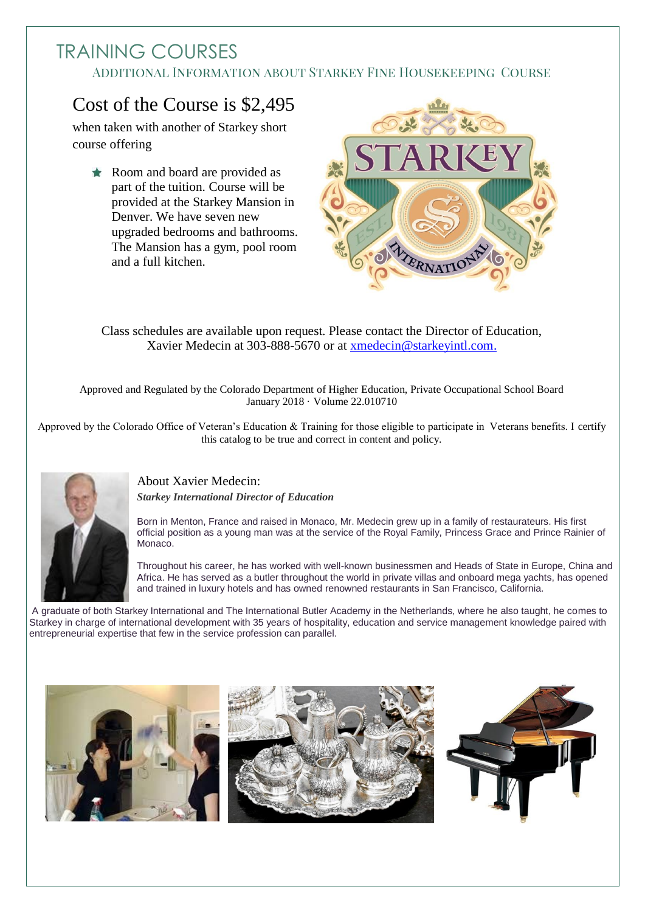# TRAINING COURSES

## Additional Information about Starkey Fine Housekeeping Course

### Cost of the Course is $2,495

when taken with another of Starkey short course offering

- Room and board are provided as part of the tuition. Course will be provided at the Starkey Mansion in Denver. We have seven new upgraded bedrooms and bathrooms. The Mansion has a gym, pool room and a full kitchen.

Class schedules are available upon request. Please contact the Director of Education, Xavier Medecin at 303-888-5670 or at [xmedecin@starkeyintl.com.](mailto:xmedecin@starkeyintl.com)

Approved and Regulated by the Colorado Department of Higher Education, Private Occupational School Board
January 2018 · Volume 22.010710

Approved by the Colorado Office of Veteran's Education & Training for those eligible to participate in Veterans benefits. I certify this catalog to be true and correct in content and policy.

### About Xavier Medecin:

***Starkey International Director of Education***

Born in Menton, France and raised in Monaco, Mr. Medecin grew up in a family of restaurateurs. His first official position as a young man was at the service of the Royal Family, Princess Grace and Prince Rainier of Monaco.

Throughout his career, he has worked with well-known businessmen and Heads of State in Europe, China and Africa. He has served as a butler throughout the world in private villas and onboard mega yachts, has opened and trained in luxury hotels and has owned renowned restaurants in San Francisco, California.

A graduate of both Starkey International and The International Butler Academy in the Netherlands, where he also taught, he comes to Starkey in charge of international development with 35 years of hospitality, education and service management knowledge paired with entrepreneurial expertise that few in the service profession can parallel.